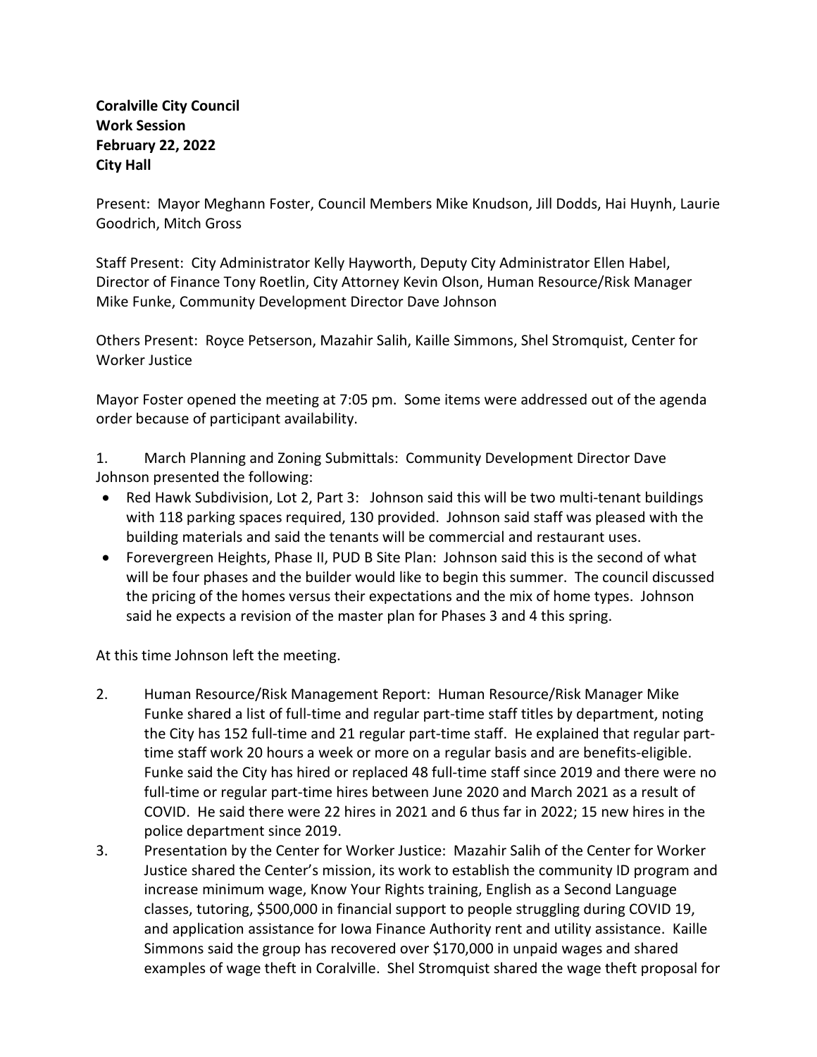**Coralville City Council**
**Work Session**
**February 22, 2022**
**City Hall**

Present: Mayor Meghann Foster, Council Members Mike Knudson, Jill Dodds, Hai Huynh, Laurie Goodrich, Mitch Gross

Staff Present: City Administrator Kelly Hayworth, Deputy City Administrator Ellen Habel, Director of Finance Tony Roetlin, City Attorney Kevin Olson, Human Resource/Risk Manager Mike Funke, Community Development Director Dave Johnson

Others Present: Royce Petserson, Mazahir Salih, Kaille Simmons, Shel Stromquist, Center for Worker Justice

Mayor Foster opened the meeting at 7:05 pm. Some items were addressed out of the agenda order because of participant availability.

1. March Planning and Zoning Submittals: Community Development Director Dave Johnson presented the following:
   - Red Hawk Subdivision, Lot 2, Part 3: Johnson said this will be two multi-tenant buildings with 118 parking spaces required, 130 provided. Johnson said staff was pleased with the building materials and said the tenants will be commercial and restaurant uses.
   - Forevergreen Heights, Phase II, PUD B Site Plan: Johnson said this is the second of what will be four phases and the builder would like to begin this summer. The council discussed the pricing of the homes versus their expectations and the mix of home types. Johnson said he expects a revision of the master plan for Phases 3 and 4 this spring.

At this time Johnson left the meeting.

2. Human Resource/Risk Management Report: Human Resource/Risk Manager Mike Funke shared a list of full-time and regular part-time staff titles by department, noting the City has 152 full-time and 21 regular part-time staff. He explained that regular part-time staff work 20 hours a week or more on a regular basis and are benefits-eligible. Funke said the City has hired or replaced 48 full-time staff since 2019 and there were no full-time or regular part-time hires between June 2020 and March 2021 as a result of COVID. He said there were 22 hires in 2021 and 6 thus far in 2022; 15 new hires in the police department since 2019.
3. Presentation by the Center for Worker Justice: Mazahir Salih of the Center for Worker Justice shared the Center's mission, its work to establish the community ID program and increase minimum wage, Know Your Rights training, English as a Second Language classes, tutoring, $500,000 in financial support to people struggling during COVID 19, and application assistance for Iowa Finance Authority rent and utility assistance. Kaille Simmons said the group has recovered over $170,000 in unpaid wages and shared examples of wage theft in Coralville. Shel Stromquist shared the wage theft proposal for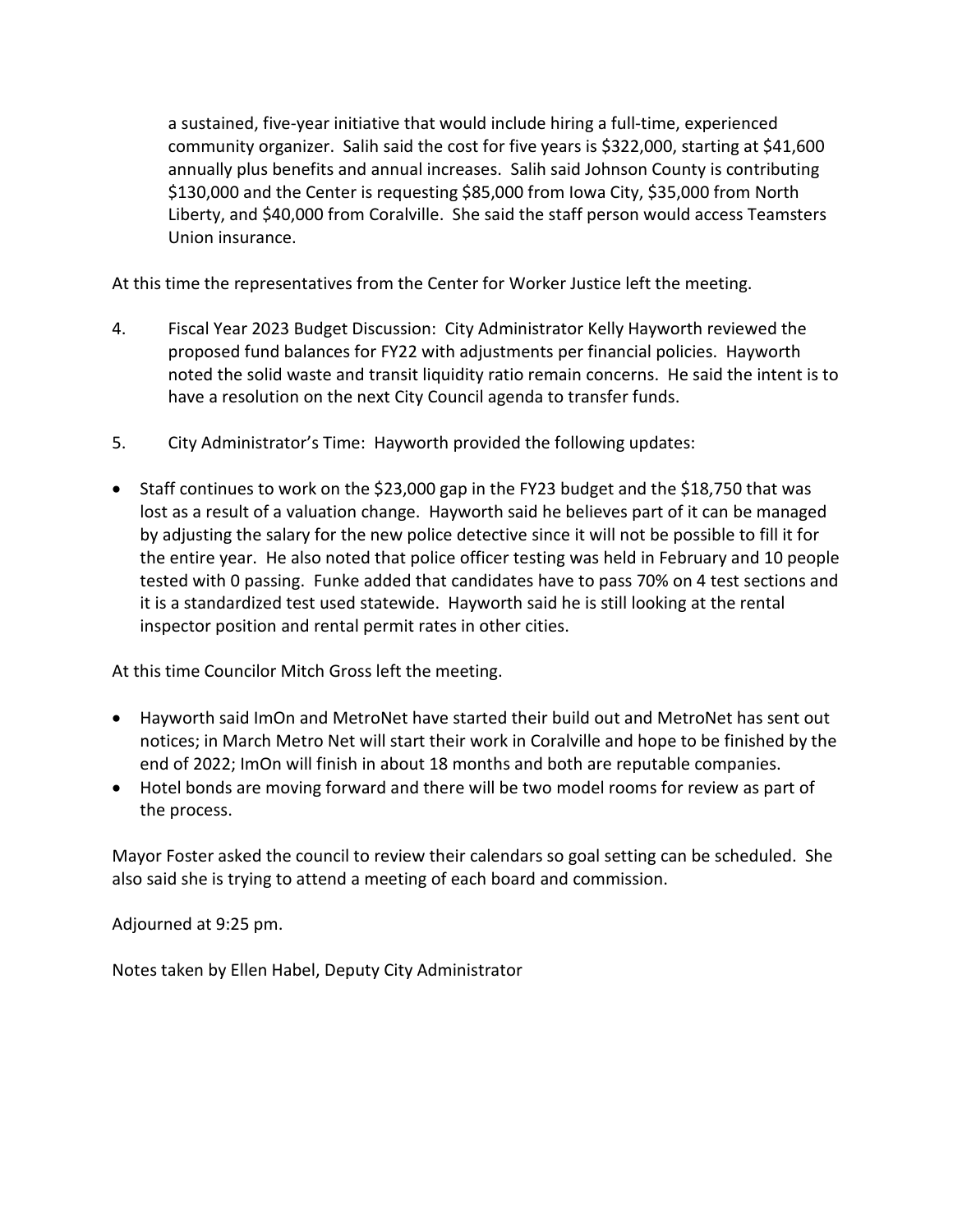a sustained, five-year initiative that would include hiring a full-time, experienced community organizer. Salih said the cost for five years is $322,000, starting at $41,600 annually plus benefits and annual increases. Salih said Johnson County is contributing $130,000 and the Center is requesting $85,000 from Iowa City, $35,000 from North Liberty, and $40,000 from Coralville. She said the staff person would access Teamsters Union insurance.

At this time the representatives from the Center for Worker Justice left the meeting.

4. Fiscal Year 2023 Budget Discussion: City Administrator Kelly Hayworth reviewed the proposed fund balances for FY22 with adjustments per financial policies. Hayworth noted the solid waste and transit liquidity ratio remain concerns. He said the intent is to have a resolution on the next City Council agenda to transfer funds.

5. City Administrator's Time: Hayworth provided the following updates:

- Staff continues to work on the $23,000 gap in the FY23 budget and the $18,750 that was lost as a result of a valuation change. Hayworth said he believes part of it can be managed by adjusting the salary for the new police detective since it will not be possible to fill it for the entire year. He also noted that police officer testing was held in February and 10 people tested with 0 passing. Funke added that candidates have to pass 70% on 4 test sections and it is a standardized test used statewide. Hayworth said he is still looking at the rental inspector position and rental permit rates in other cities.

At this time Councilor Mitch Gross left the meeting.

- Hayworth said ImOn and MetroNet have started their build out and MetroNet has sent out notices; in March Metro Net will start their work in Coralville and hope to be finished by the end of 2022; ImOn will finish in about 18 months and both are reputable companies.
- Hotel bonds are moving forward and there will be two model rooms for review as part of the process.

Mayor Foster asked the council to review their calendars so goal setting can be scheduled. She also said she is trying to attend a meeting of each board and commission.

Adjourned at 9:25 pm.

Notes taken by Ellen Habel, Deputy City Administrator